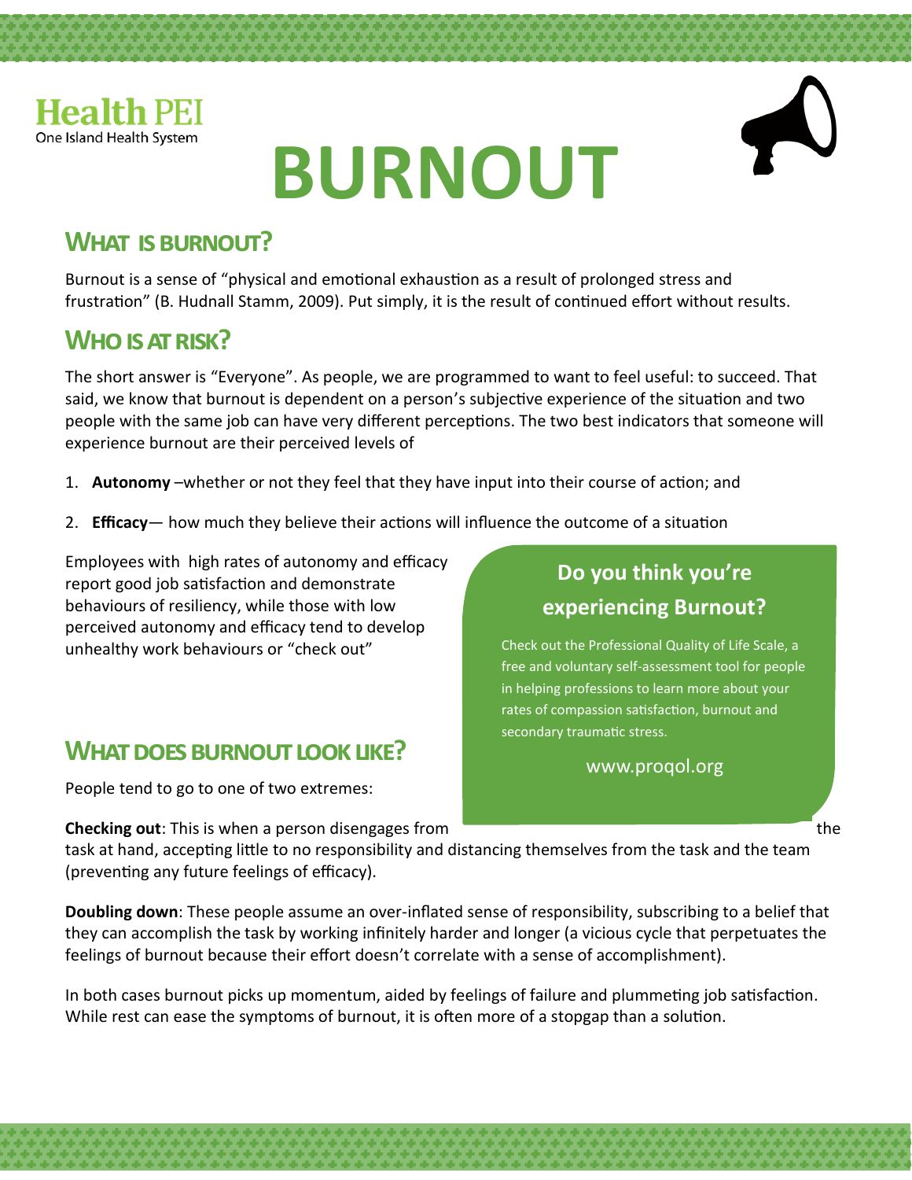Health PEI
One Island Health System

# BURNOUT

## What is Burnout?

Burnout is a sense of "physical and emotional exhaustion as a result of prolonged stress and frustration" (B. Hudnall Stamm, 2009). Put simply, it is the result of continued effort without results.

## Who is at Risk?

The short answer is "Everyone". As people, we are programmed to want to feel useful: to succeed. That said, we know that burnout is dependent on a person's subjective experience of the situation and two people with the same job can have very different perceptions. The two best indicators that someone will experience burnout are their perceived levels of

1. **Autonomy** –whether or not they feel that they have input into their course of action; and
2. **Efficacy**— how much they believe their actions will influence the outcome of a situation

Employees with high rates of autonomy and efficacy report good job satisfaction and demonstrate behaviours of resiliency, while those with low perceived autonomy and efficacy tend to develop unhealthy work behaviours or "check out"

### Do you think you're experiencing Burnout?

Check out the Professional Quality of Life Scale, a free and voluntary self-assessment tool for people in helping professions to learn more about your rates of compassion satisfaction, burnout and secondary traumatic stress.

www.proqol.org

## What does Burnout look like?

People tend to go to one of two extremes:

**Checking out**: This is when a person disengages from the task at hand, accepting little to no responsibility and distancing themselves from the task and the team (preventing any future feelings of efficacy).

**Doubling down**: These people assume an over-inflated sense of responsibility, subscribing to a belief that they can accomplish the task by working infinitely harder and longer (a vicious cycle that perpetuates the feelings of burnout because their effort doesn't correlate with a sense of accomplishment).

In both cases burnout picks up momentum, aided by feelings of failure and plummeting job satisfaction. While rest can ease the symptoms of burnout, it is often more of a stopgap than a solution.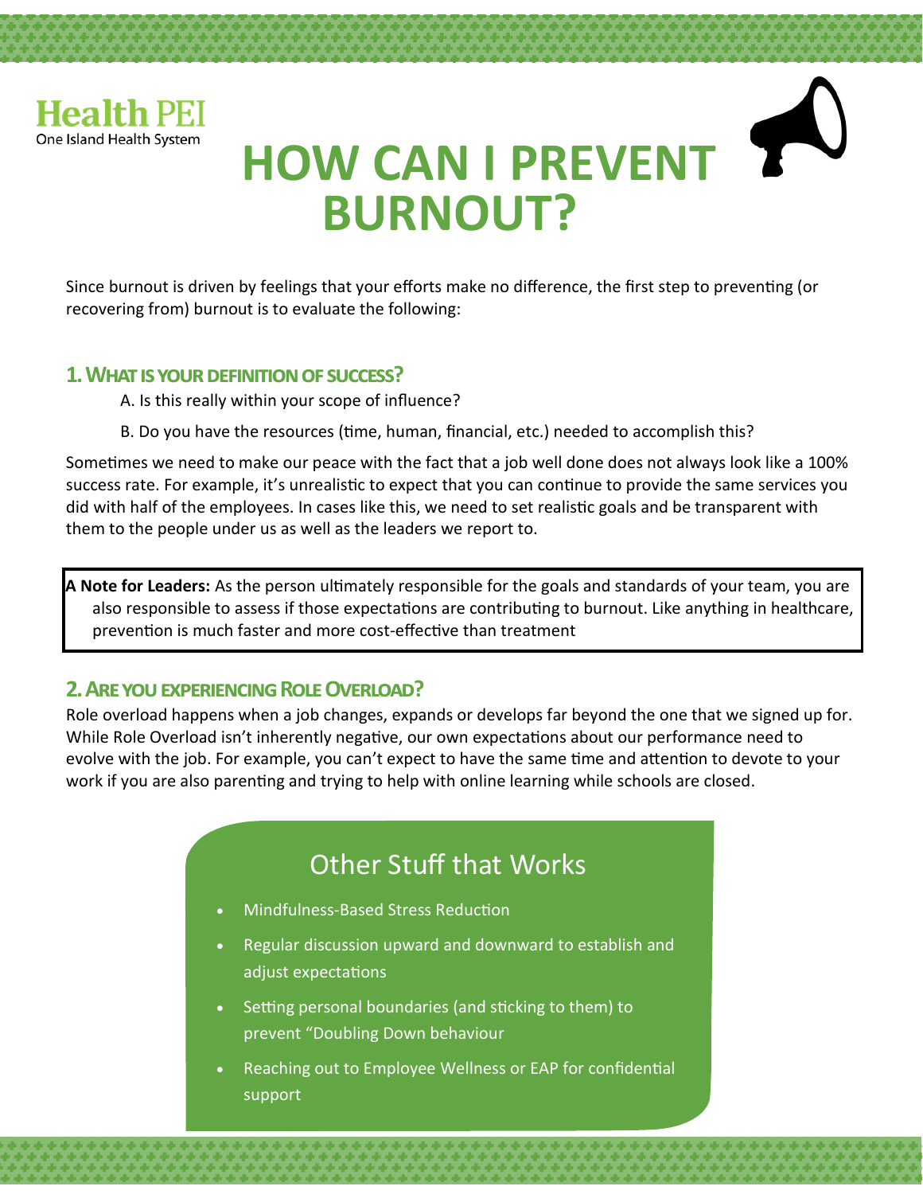Health PEI
One Island Health System

# HOW CAN I PREVENT BURNOUT?

Since burnout is driven by feelings that your efforts make no difference, the first step to preventing (or recovering from) burnout is to evaluate the following:

## 1. What is your definition of success?

A. Is this really within your scope of influence?

B. Do you have the resources (time, human, financial, etc.) needed to accomplish this?

Sometimes we need to make our peace with the fact that a job well done does not always look like a 100% success rate. For example, it's unrealistic to expect that you can continue to provide the same services you did with half of the employees. In cases like this, we need to set realistic goals and be transparent with them to the people under us as well as the leaders we report to.

**A Note for Leaders:** As the person ultimately responsible for the goals and standards of your team, you are also responsible to assess if those expectations are contributing to burnout. Like anything in healthcare, prevention is much faster and more cost-effective than treatment

## 2. Are you experiencing Role Overload?

Role overload happens when a job changes, expands or develops far beyond the one that we signed up for. While Role Overload isn't inherently negative, our own expectations about our performance need to evolve with the job. For example, you can't expect to have the same time and attention to devote to your work if you are also parenting and trying to help with online learning while schools are closed.

### Other Stuff that Works

- Mindfulness-Based Stress Reduction
- Regular discussion upward and downward to establish and adjust expectations
- Setting personal boundaries (and sticking to them) to prevent "Doubling Down behaviour
- Reaching out to Employee Wellness or EAP for confidential support